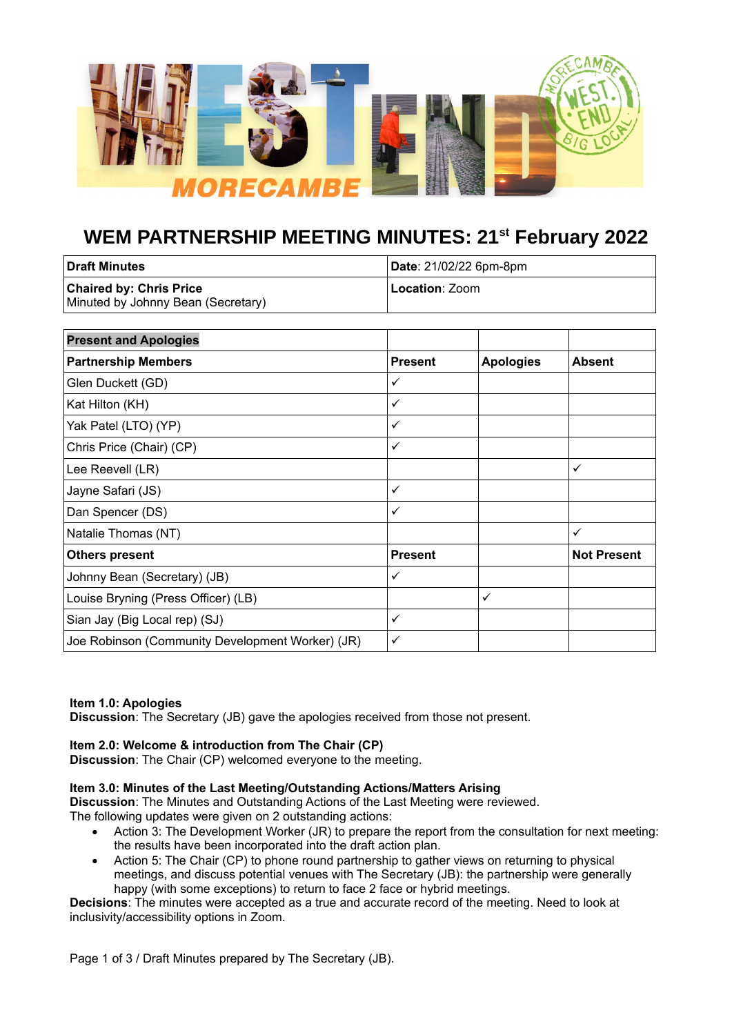# WEM PARTNERSHIP MEETING MINUTES: 21st February 2022

| **Draft Minutes** | **Date**: 21/02/22 6pm-8pm |
|---|---|
| **Chaired by: Chris Price** Minuted by Johnny Bean (Secretary) | **Location**: Zoom |

| **Present and Apologies** | | | |
|---|---|---|---|
| **Partnership Members** | **Present** | **Apologies** | **Absent** |
| Glen Duckett (GD) | ✓ | | |
| Kat Hilton (KH) | ✓ | | |
| Yak Patel (LTO) (YP) | ✓ | | |
| Chris Price (Chair) (CP) | ✓ | | |
| Lee Reevell (LR) | | | ✓ |
| Jayne Safari (JS) | ✓ | | |
| Dan Spencer (DS) | ✓ | | |
| Natalie Thomas (NT) | | | ✓ |
| **Others present** | **Present** | | **Not Present** |
| Johnny Bean (Secretary) (JB) | ✓ | | |
| Louise Bryning (Press Officer) (LB) | | ✓ | |
| Sian Jay (Big Local rep) (SJ) | ✓ | | |
| Joe Robinson (Community Development Worker) (JR) | ✓ | | |

**Item 1.0: Apologies**
**Discussion**: The Secretary (JB) gave the apologies received from those not present.

**Item 2.0: Welcome & introduction from The Chair (CP)**
**Discussion**: The Chair (CP) welcomed everyone to the meeting.

**Item 3.0: Minutes of the Last Meeting/Outstanding Actions/Matters Arising**
**Discussion**: The Minutes and Outstanding Actions of the Last Meeting were reviewed.
The following updates were given on 2 outstanding actions:

- Action 3: The Development Worker (JR) to prepare the report from the consultation for next meeting: the results have been incorporated into the draft action plan.
- Action 5: The Chair (CP) to phone round partnership to gather views on returning to physical meetings, and discuss potential venues with The Secretary (JB): the partnership were generally happy (with some exceptions) to return to face 2 face or hybrid meetings.

**Decisions**: The minutes were accepted as a true and accurate record of the meeting. Need to look at inclusivity/accessibility options in Zoom.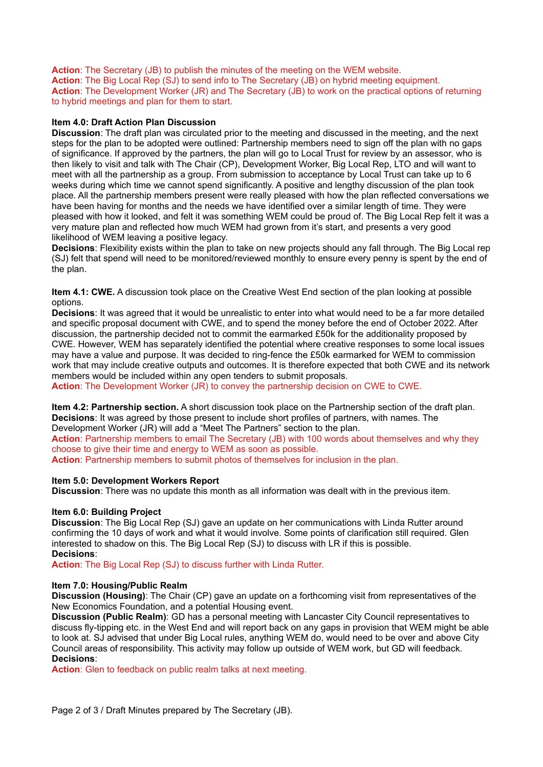**Action**: The Secretary (JB) to publish the minutes of the meeting on the WEM website.
**Action**: The Big Local Rep (SJ) to send info to The Secretary (JB) on hybrid meeting equipment.
**Action**: The Development Worker (JR) and The Secretary (JB) to work on the practical options of returning to hybrid meetings and plan for them to start.

**Item 4.0: Draft Action Plan Discussion**
**Discussion**: The draft plan was circulated prior to the meeting and discussed in the meeting, and the next steps for the plan to be adopted were outlined: Partnership members need to sign off the plan with no gaps of significance. If approved by the partners, the plan will go to Local Trust for review by an assessor, who is then likely to visit and talk with The Chair (CP), Development Worker, Big Local Rep, LTO and will want to meet with all the partnership as a group. From submission to acceptance by Local Trust can take up to 6 weeks during which time we cannot spend significantly. A positive and lengthy discussion of the plan took place. All the partnership members present were really pleased with how the plan reflected conversations we have been having for months and the needs we have identified over a similar length of time. They were pleased with how it looked, and felt it was something WEM could be proud of. The Big Local Rep felt it was a very mature plan and reflected how much WEM had grown from it's start, and presents a very good likelihood of WEM leaving a positive legacy.
**Decisions**: Flexibility exists within the plan to take on new projects should any fall through. The Big Local rep (SJ) felt that spend will need to be monitored/reviewed monthly to ensure every penny is spent by the end of the plan.

**Item 4.1: CWE.** A discussion took place on the Creative West End section of the plan looking at possible options.
**Decisions**: It was agreed that it would be unrealistic to enter into what would need to be a far more detailed and specific proposal document with CWE, and to spend the money before the end of October 2022. After discussion, the partnership decided not to commit the earmarked £50k for the additionality proposed by CWE. However, WEM has separately identified the potential where creative responses to some local issues may have a value and purpose. It was decided to ring-fence the £50k earmarked for WEM to commission work that may include creative outputs and outcomes. It is therefore expected that both CWE and its network members would be included within any open tenders to submit proposals.
**Action**: The Development Worker (JR) to convey the partnership decision on CWE to CWE.

**Item 4.2: Partnership section.** A short discussion took place on the Partnership section of the draft plan.
**Decisions**: It was agreed by those present to include short profiles of partners, with names. The Development Worker (JR) will add a "Meet The Partners" section to the plan.
**Action**: Partnership members to email The Secretary (JB) with 100 words about themselves and why they choose to give their time and energy to WEM as soon as possible.
**Action**: Partnership members to submit photos of themselves for inclusion in the plan.

**Item 5.0: Development Workers Report**
**Discussion**: There was no update this month as all information was dealt with in the previous item.

**Item 6.0: Building Project**
**Discussion**: The Big Local Rep (SJ) gave an update on her communications with Linda Rutter around confirming the 10 days of work and what it would involve. Some points of clarification still required. Glen interested to shadow on this. The Big Local Rep (SJ) to discuss with LR if this is possible.
**Decisions**:
**Action**: The Big Local Rep (SJ) to discuss further with Linda Rutter.

**Item 7.0: Housing/Public Realm**
**Discussion (Housing)**: The Chair (CP) gave an update on a forthcoming visit from representatives of the New Economics Foundation, and a potential Housing event.
**Discussion (Public Realm)**: GD has a personal meeting with Lancaster City Council representatives to discuss fly-tipping etc. in the West End and will report back on any gaps in provision that WEM might be able to look at. SJ advised that under Big Local rules, anything WEM do, would need to be over and above City Council areas of responsibility. This activity may follow up outside of WEM work, but GD will feedback.
**Decisions**:
**Action**: Glen to feedback on public realm talks at next meeting.

Draft Minutes prepared by The Secretary (JB).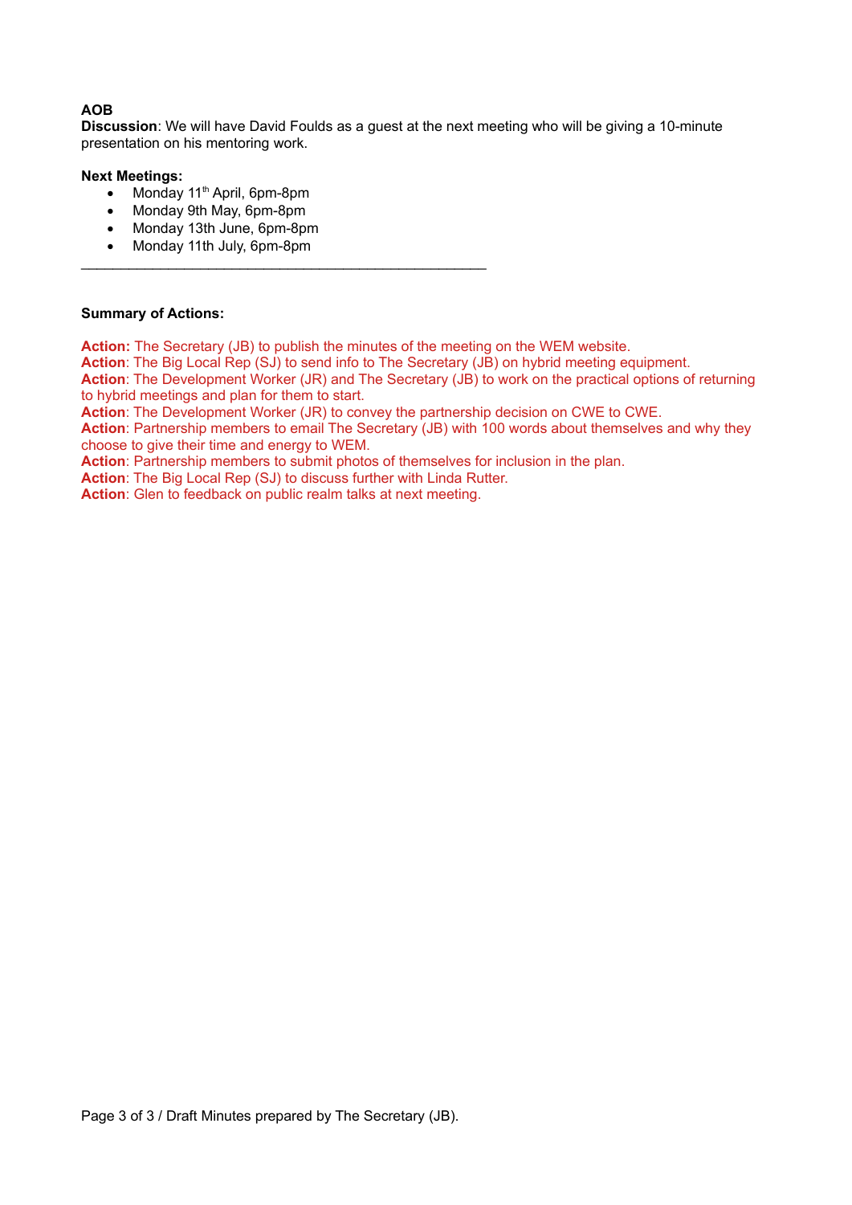**AOB**

**Discussion**: We will have David Foulds as a guest at the next meeting who will be giving a 10-minute presentation on his mentoring work.

**Next Meetings:**

- Monday 11th April, 6pm-8pm
- Monday 9th May, 6pm-8pm
- Monday 13th June, 6pm-8pm
- Monday 11th July, 6pm-8pm

---

**Summary of Actions:**

**Action:** The Secretary (JB) to publish the minutes of the meeting on the WEM website.
**Action**: The Big Local Rep (SJ) to send info to The Secretary (JB) on hybrid meeting equipment.
**Action**: The Development Worker (JR) and The Secretary (JB) to work on the practical options of returning to hybrid meetings and plan for them to start.
**Action**: The Development Worker (JR) to convey the partnership decision on CWE to CWE.
**Action**: Partnership members to email The Secretary (JB) with 100 words about themselves and why they choose to give their time and energy to WEM.
**Action**: Partnership members to submit photos of themselves for inclusion in the plan.
**Action**: The Big Local Rep (SJ) to discuss further with Linda Rutter.
**Action**: Glen to feedback on public realm talks at next meeting.

Draft Minutes prepared by The Secretary (JB).